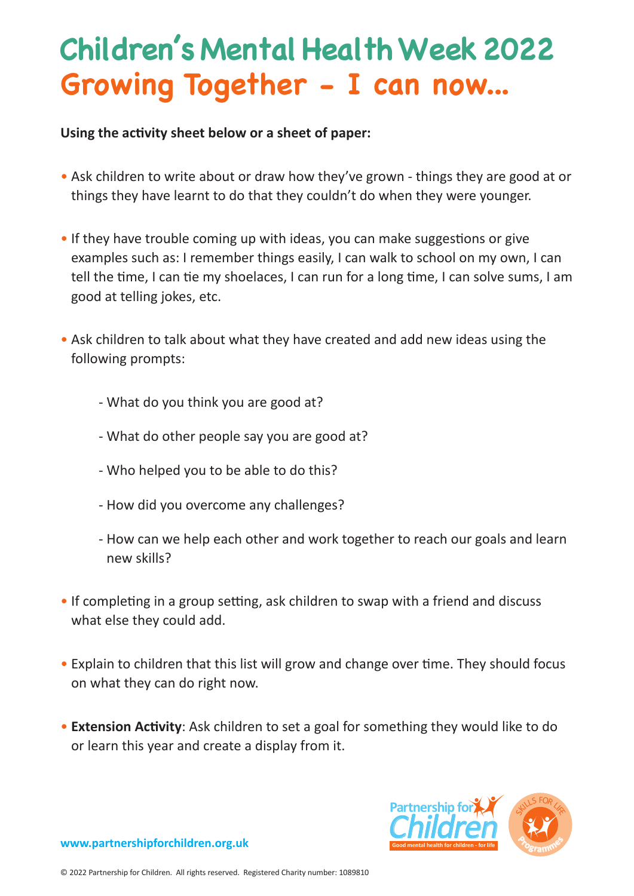# Children's Mental Health Week 2022
## Growing Together - I can now...

**Using the activity sheet below or a sheet of paper:**

- Ask children to write about or draw how they've grown - things they are good at or things they have learnt to do that they couldn't do when they were younger.
- If they have trouble coming up with ideas, you can make suggestions or give examples such as: I remember things easily, I can walk to school on my own, I can tell the time, I can tie my shoelaces, I can run for a long time, I can solve sums, I am good at telling jokes, etc.
- Ask children to talk about what they have created and add new ideas using the following prompts:
  - What do you think you are good at?
  - What do other people say you are good at?
  - Who helped you to be able to do this?
  - How did you overcome any challenges?
  - How can we help each other and work together to reach our goals and learn new skills?
- If completing in a group setting, ask children to swap with a friend and discuss what else they could add.
- Explain to children that this list will grow and change over time. They should focus on what they can do right now.
- **Extension Activity**: Ask children to set a goal for something they would like to do or learn this year and create a display from it.

www.partnershipforchildren.org.uk

Partnership for Children — Good mental health for children - for life

Skills for Life Programmes

© 2022 Partnership for Children. All rights reserved. Registered Charity number: 1089810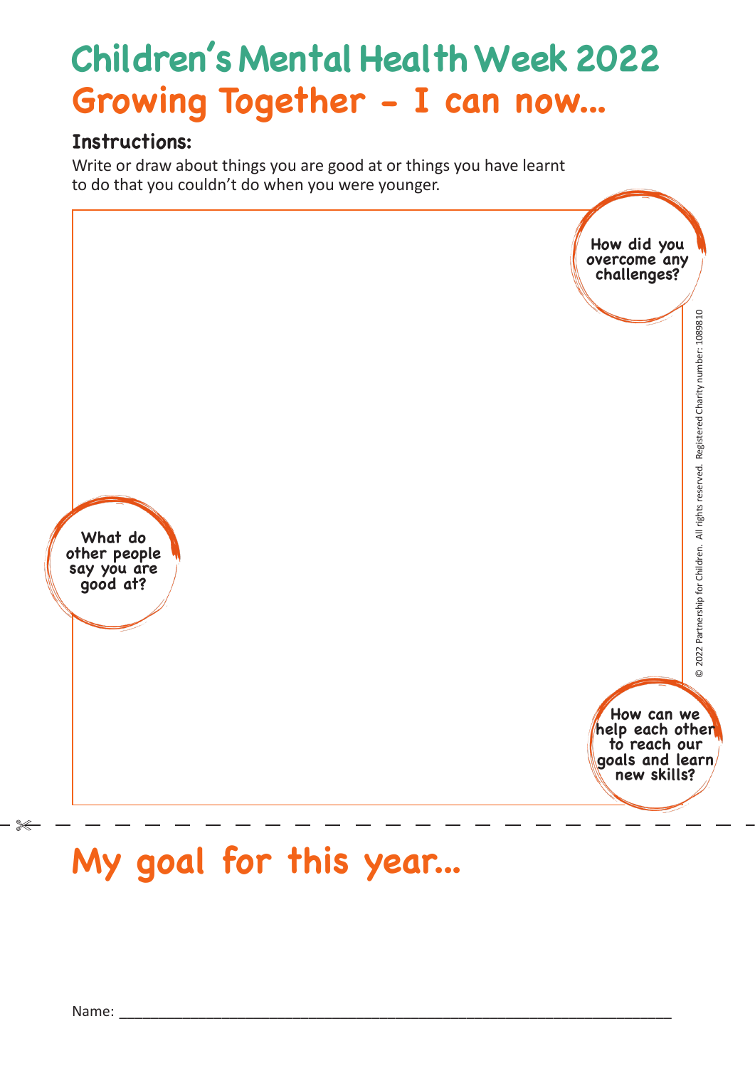# Children's Mental Health Week 2022

## Growing Together - I can now...

### Instructions:

Write or draw about things you are good at or things you have learnt to do that you couldn't do when you were younger.

How did you overcome any challenges?

What do other people say you are good at?

How can we help each other to reach our goals and learn new skills?

© 2022 Partnership for Children. All rights reserved. Registered Charity number: 1089810

## My goal for this year...

Name: ___________________________________________________________________________